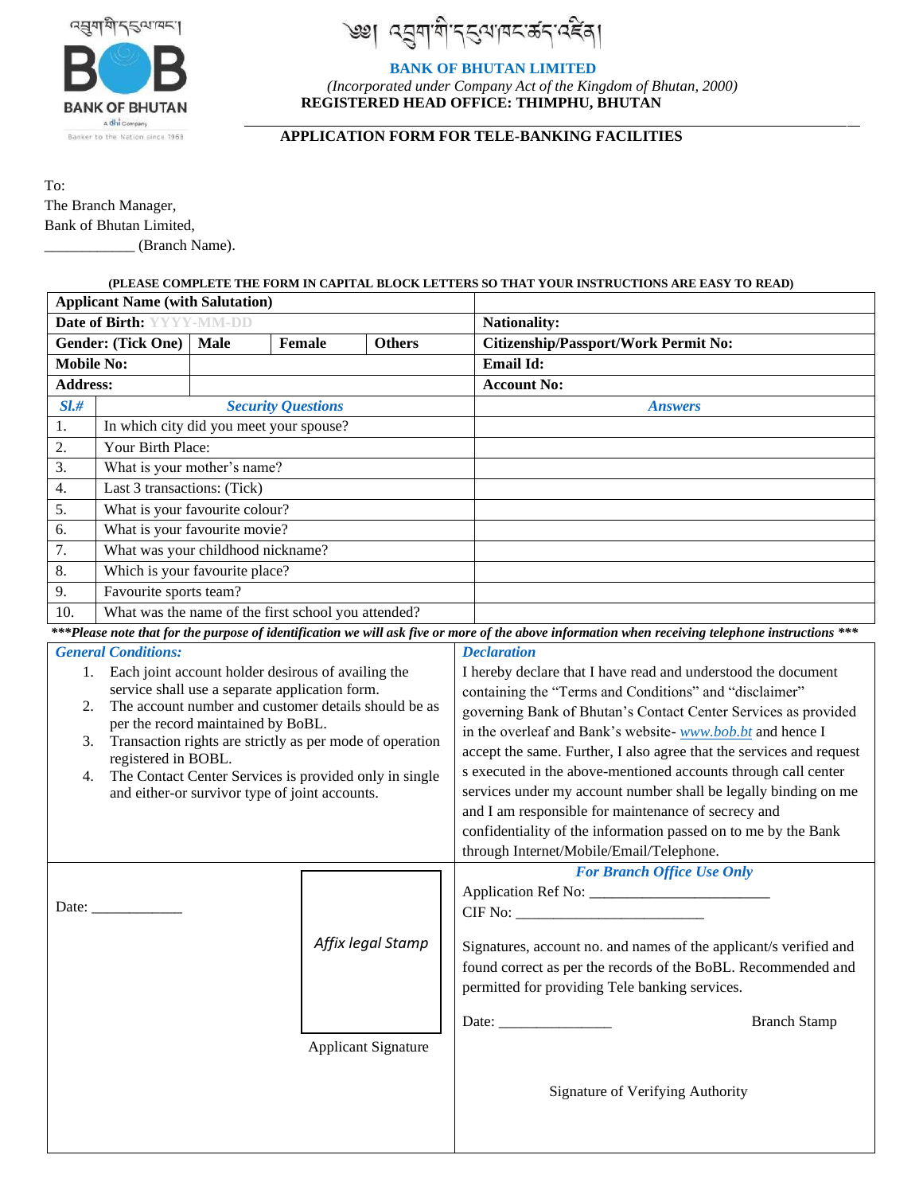འབྲུག་གི་དངུལ་ཁང་།

BANK OF BHUTAN

A dhi Company

Banker to the Nation since 1968

༄༅། འབྲུག་གི་དངུལ་ཁང་ཚད་འཛིན།

**BANK OF BHUTAN LIMITED**

*(Incorporated under Company Act of the Kingdom of Bhutan, 2000)*

**REGISTERED HEAD OFFICE: THIMPHU, BHUTAN**

## APPLICATION FORM FOR TELE-BANKING FACILITIES

To:
The Branch Manager,
Bank of Bhutan Limited,
____________ (Branch Name).

**(PLEASE COMPLETE THE FORM IN CAPITAL BLOCK LETTERS SO THAT YOUR INSTRUCTIONS ARE EASY TO READ)**

| **Applicant Name (with Salutation)** | | | | |
|---|---|---|---|---|
| **Date of Birth:** YYYY-MM-DD | | | | **Nationality:** |
| **Gender: (Tick One)** | **Male** | **Female** | **Others** | **Citizenship/Passport/Work Permit No:** |
| **Mobile No:** | | | | **Email Id:** |
| **Address:** | | | | **Account No:** |

| ***Sl.#*** | ***Security Questions*** | ***Answers*** |
|---|---|---|
| 1. | In which city did you meet your spouse? | |
| 2. | Your Birth Place: | |
| 3. | What is your mother's name? | |
| 4. | Last 3 transactions: (Tick) | |
| 5. | What is your favourite colour? | |
| 6. | What is your favourite movie? | |
| 7. | What was your childhood nickname? | |
| 8. | Which is your favourite place? | |
| 9. | Favourite sports team? | |
| 10. | What was the name of the first school you attended? | |

***\*\*\*Please note that for the purpose of identification we will ask five or more of the above information when receiving telephone instructions \*\*\****

***General Conditions:***

1. Each joint account holder desirous of availing the service shall use a separate application form.
2. The account number and customer details should be as per the record maintained by BoBL.
3. Transaction rights are strictly as per mode of operation registered in BOBL.
4. The Contact Center Services is provided only in single and either-or survivor type of joint accounts.

***Declaration***

I hereby declare that I have read and understood the document containing the "Terms and Conditions" and "disclaimer" governing Bank of Bhutan's Contact Center Services as provided in the overleaf and Bank's website- *www.bob.bt* and hence I accept the same. Further, I also agree that the services and request s executed in the above-mentioned accounts through call center services under my account number shall be legally binding on me and I am responsible for maintenance of secrecy and confidentiality of the information passed on to me by the Bank through Internet/Mobile/Email/Telephone.

Date: ____________

Affix legal Stamp

Applicant Signature

***For Branch Office Use Only***

Application Ref No: ________________________

CIF No: _________________________

Signatures, account no. and names of the applicant/s verified and found correct as per the records of the BoBL. Recommended and permitted for providing Tele banking services.

Date: _______________ Branch Stamp

Signature of Verifying Authority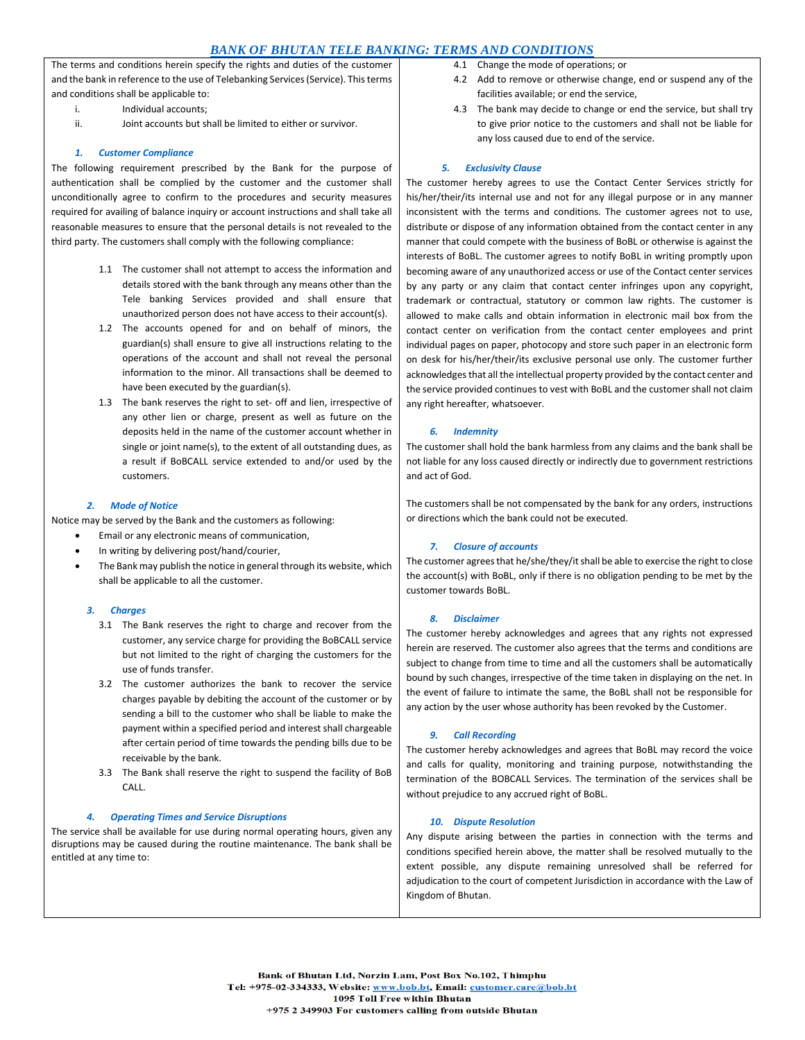# BANK OF BHUTAN TELE BANKING: TERMS AND CONDITIONS

The terms and conditions herein specify the rights and duties of the customer and the bank in reference to the use of Telebanking Services (Service). This terms and conditions shall be applicable to:

i. Individual accounts;
ii. Joint accounts but shall be limited to either or survivor.

### 1. Customer Compliance

The following requirement prescribed by the Bank for the purpose of authentication shall be complied by the customer and the customer shall unconditionally agree to confirm to the procedures and security measures required for availing of balance inquiry or account instructions and shall take all reasonable measures to ensure that the personal details is not revealed to the third party. The customers shall comply with the following compliance:

1.1 The customer shall not attempt to access the information and details stored with the bank through any means other than the Tele banking Services provided and shall ensure that unauthorized person does not have access to their account(s).

1.2 The accounts opened for and on behalf of minors, the guardian(s) shall ensure to give all instructions relating to the operations of the account and shall not reveal the personal information to the minor. All transactions shall be deemed to have been executed by the guardian(s).

1.3 The bank reserves the right to set- off and lien, irrespective of any other lien or charge, present as well as future on the deposits held in the name of the customer account whether in single or joint name(s), to the extent of all outstanding dues, as a result if BoBCALL service extended to and/or used by the customers.

### 2. Mode of Notice

Notice may be served by the Bank and the customers as following:

- Email or any electronic means of communication,
- In writing by delivering post/hand/courier,
- The Bank may publish the notice in general through its website, which shall be applicable to all the customer.

### 3. Charges

3.1 The Bank reserves the right to charge and recover from the customer, any service charge for providing the BoBCALL service but not limited to the right of charging the customers for the use of funds transfer.

3.2 The customer authorizes the bank to recover the service charges payable by debiting the account of the customer or by sending a bill to the customer who shall be liable to make the payment within a specified period and interest shall chargeable after certain period of time towards the pending bills due to be receivable by the bank.

3.3 The Bank shall reserve the right to suspend the facility of BoB CALL.

### 4. Operating Times and Service Disruptions

The service shall be available for use during normal operating hours, given any disruptions may be caused during the routine maintenance. The bank shall be entitled at any time to:

4.1 Change the mode of operations; or

4.2 Add to remove or otherwise change, end or suspend any of the facilities available; or end the service,

4.3 The bank may decide to change or end the service, but shall try to give prior notice to the customers and shall not be liable for any loss caused due to end of the service.

### 5. Exclusivity Clause

The customer hereby agrees to use the Contact Center Services strictly for his/her/their/its internal use and not for any illegal purpose or in any manner inconsistent with the terms and conditions. The customer agrees not to use, distribute or dispose of any information obtained from the contact center in any manner that could compete with the business of BoBL or otherwise is against the interests of BoBL. The customer agrees to notify BoBL in writing promptly upon becoming aware of any unauthorized access or use of the Contact center services by any party or any claim that contact center infringes upon any copyright, trademark or contractual, statutory or common law rights. The customer is allowed to make calls and obtain information in electronic mail box from the contact center on verification from the contact center employees and print individual pages on paper, photocopy and store such paper in an electronic form on desk for his/her/their/its exclusive personal use only. The customer further acknowledges that all the intellectual property provided by the contact center and the service provided continues to vest with BoBL and the customer shall not claim any right hereafter, whatsoever.

### 6. Indemnity

The customer shall hold the bank harmless from any claims and the bank shall be not liable for any loss caused directly or indirectly due to government restrictions and act of God.

The customers shall be not compensated by the bank for any orders, instructions or directions which the bank could not be executed.

### 7. Closure of accounts

The customer agrees that he/she/they/it shall be able to exercise the right to close the account(s) with BoBL, only if there is no obligation pending to be met by the customer towards BoBL.

### 8. Disclaimer

The customer hereby acknowledges and agrees that any rights not expressed herein are reserved. The customer also agrees that the terms and conditions are subject to change from time to time and all the customers shall be automatically bound by such changes, irrespective of the time taken in displaying on the net. In the event of failure to intimate the same, the BoBL shall not be responsible for any action by the user whose authority has been revoked by the Customer.

### 9. Call Recording

The customer hereby acknowledges and agrees that BoBL may record the voice and calls for quality, monitoring and training purpose, notwithstanding the termination of the BOBCALL Services. The termination of the services shall be without prejudice to any accrued right of BoBL.

### 10. Dispute Resolution

Any dispute arising between the parties in connection with the terms and conditions specified herein above, the matter shall be resolved mutually to the extent possible, any dispute remaining unresolved shall be referred for adjudication to the court of competent Jurisdiction in accordance with the Law of Kingdom of Bhutan.

Bank of Bhutan Ltd, Norzin Lam, Post Box No.102, Thimphu
Tel: +975-02-334333, Website: www.bob.bt, Email: customer.care@bob.bt
1095 Toll Free within Bhutan
+975 2 349903 For customers calling from outside Bhutan